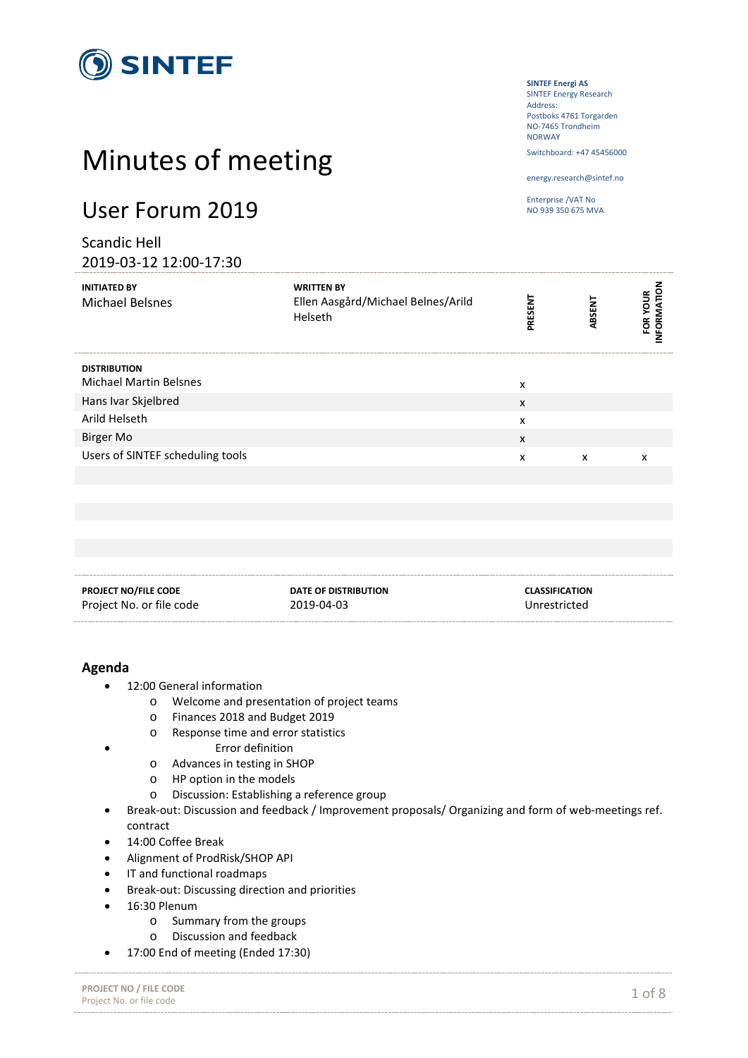SINTEF

**SINTEF Energi AS**
SINTEF Energy Research
Address:
Postboks 4761 Torgarden
NO-7465 Trondheim
NORWAY

Switchboard: +47 45456000

energy.research@sintef.no

Enterprise /VAT No
NO 939 350 675 MVA

# Minutes of meeting

## User Forum 2019

Scandic Hell
2019-03-12 12:00-17:30

| INITIATED BY | WRITTEN BY | PRESENT | ABSENT | FOR YOUR INFORMATION |
|---|---|---|---|---|
| Michael Belsnes | Ellen Aasgård/Michael Belnes/Arild Helseth | | | |

| DISTRIBUTION | PRESENT | ABSENT | FOR YOUR INFORMATION |
|---|---|---|---|
| Michael Martin Belsnes | x | | |
| Hans Ivar Skjelbred | x | | |
| Arild Helseth | x | | |
| Birger Mo | x | | |
| Users of SINTEF scheduling tools | x | x | x |

| PROJECT NO/FILE CODE | DATE OF DISTRIBUTION | CLASSIFICATION |
|---|---|---|
| Project No. or file code | 2019-04-03 | Unrestricted |

### Agenda

- 12:00 General information
  - Welcome and presentation of project teams
  - Finances 2018 and Budget 2019
  - Response time and error statistics
- Error definition
  - Advances in testing in SHOP
  - HP option in the models
  - Discussion: Establishing a reference group
- Break-out: Discussion and feedback / Improvement proposals/ Organizing and form of web-meetings ref. contract
- 14:00 Coffee Break
- Alignment of ProdRisk/SHOP API
- IT and functional roadmaps
- Break-out: Discussing direction and priorities
- 16:30 Plenum
  - Summary from the groups
  - Discussion and feedback
- 17:00 End of meeting (Ended 17:30)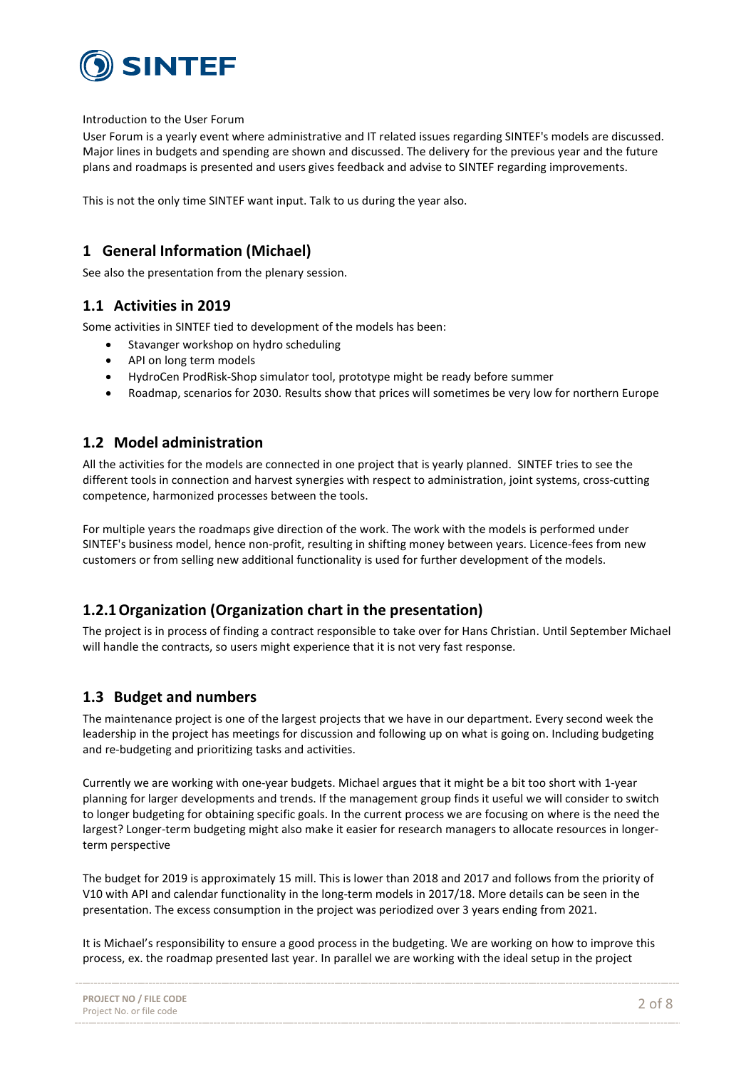Introduction to the User Forum

User Forum is a yearly event where administrative and IT related issues regarding SINTEF's models are discussed. Major lines in budgets and spending are shown and discussed. The delivery for the previous year and the future plans and roadmaps is presented and users gives feedback and advise to SINTEF regarding improvements.

This is not the only time SINTEF want input. Talk to us during the year also.

# 1 General Information (Michael)

See also the presentation from the plenary session.

## 1.1 Activities in 2019

Some activities in SINTEF tied to development of the models has been:

- Stavanger workshop on hydro scheduling
- API on long term models
- HydroCen ProdRisk-Shop simulator tool, prototype might be ready before summer
- Roadmap, scenarios for 2030. Results show that prices will sometimes be very low for northern Europe

## 1.2 Model administration

All the activities for the models are connected in one project that is yearly planned. SINTEF tries to see the different tools in connection and harvest synergies with respect to administration, joint systems, cross-cutting competence, harmonized processes between the tools.

For multiple years the roadmaps give direction of the work. The work with the models is performed under SINTEF's business model, hence non-profit, resulting in shifting money between years. Licence-fees from new customers or from selling new additional functionality is used for further development of the models.

### 1.2.1 Organization (Organization chart in the presentation)

The project is in process of finding a contract responsible to take over for Hans Christian. Until September Michael will handle the contracts, so users might experience that it is not very fast response.

## 1.3 Budget and numbers

The maintenance project is one of the largest projects that we have in our department. Every second week the leadership in the project has meetings for discussion and following up on what is going on. Including budgeting and re-budgeting and prioritizing tasks and activities.

Currently we are working with one-year budgets. Michael argues that it might be a bit too short with 1-year planning for larger developments and trends. If the management group finds it useful we will consider to switch to longer budgeting for obtaining specific goals. In the current process we are focusing on where is the need the largest? Longer-term budgeting might also make it easier for research managers to allocate resources in longer-term perspective

The budget for 2019 is approximately 15 mill. This is lower than 2018 and 2017 and follows from the priority of V10 with API and calendar functionality in the long-term models in 2017/18. More details can be seen in the presentation. The excess consumption in the project was periodized over 3 years ending from 2021.

It is Michael's responsibility to ensure a good process in the budgeting. We are working on how to improve this process, ex. the roadmap presented last year. In parallel we are working with the ideal setup in the project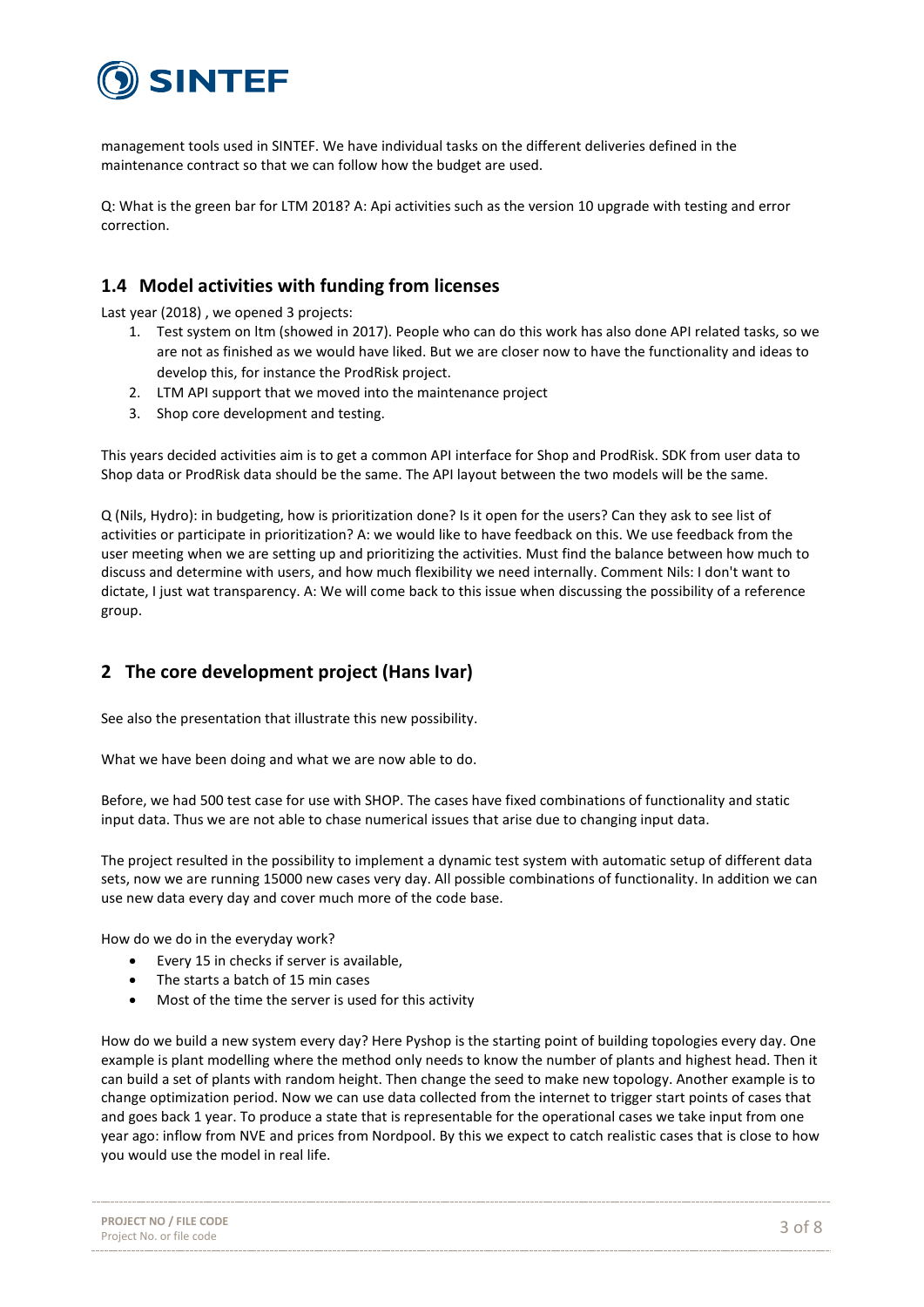management tools used in SINTEF. We have individual tasks on the different deliveries defined in the maintenance contract so that we can follow how the budget are used.

Q: What is the green bar for LTM 2018? A: Api activities such as the version 10 upgrade with testing and error correction.

### 1.4 Model activities with funding from licenses

Last year (2018) , we opened 3 projects:

1. Test system on ltm (showed in 2017). People who can do this work has also done API related tasks, so we are not as finished as we would have liked. But we are closer now to have the functionality and ideas to develop this, for instance the ProdRisk project.
2. LTM API support that we moved into the maintenance project
3. Shop core development and testing.

This years decided activities aim is to get a common API interface for Shop and ProdRisk. SDK from user data to Shop data or ProdRisk data should be the same. The API layout between the two models will be the same.

Q (Nils, Hydro): in budgeting, how is prioritization done? Is it open for the users? Can they ask to see list of activities or participate in prioritization? A: we would like to have feedback on this. We use feedback from the user meeting when we are setting up and prioritizing the activities. Must find the balance between how much to discuss and determine with users, and how much flexibility we need internally. Comment Nils: I don't want to dictate, I just wat transparency. A: We will come back to this issue when discussing the possibility of a reference group.

## 2 The core development project (Hans Ivar)

See also the presentation that illustrate this new possibility.

What we have been doing and what we are now able to do.

Before, we had 500 test case for use with SHOP. The cases have fixed combinations of functionality and static input data. Thus we are not able to chase numerical issues that arise due to changing input data.

The project resulted in the possibility to implement a dynamic test system with automatic setup of different data sets, now we are running 15000 new cases very day. All possible combinations of functionality. In addition we can use new data every day and cover much more of the code base.

How do we do in the everyday work?

- Every 15 in checks if server is available,
- The starts a batch of 15 min cases
- Most of the time the server is used for this activity

How do we build a new system every day? Here Pyshop is the starting point of building topologies every day. One example is plant modelling where the method only needs to know the number of plants and highest head. Then it can build a set of plants with random height. Then change the seed to make new topology. Another example is to change optimization period. Now we can use data collected from the internet to trigger start points of cases that and goes back 1 year. To produce a state that is representable for the operational cases we take input from one year ago: inflow from NVE and prices from Nordpool. By this we expect to catch realistic cases that is close to how you would use the model in real life.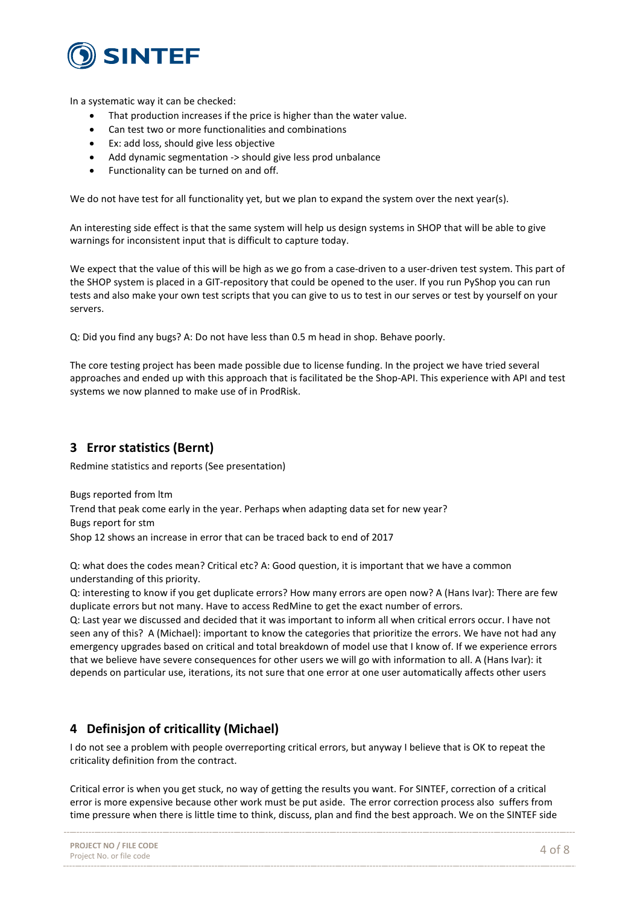In a systematic way it can be checked:

- That production increases if the price is higher than the water value.
- Can test two or more functionalities and combinations
- Ex: add loss, should give less objective
- Add dynamic segmentation -> should give less prod unbalance
- Functionality can be turned on and off.

We do not have test for all functionality yet, but we plan to expand the system over the next year(s).

An interesting side effect is that the same system will help us design systems in SHOP that will be able to give warnings for inconsistent input that is difficult to capture today.

We expect that the value of this will be high as we go from a case-driven to a user-driven test system. This part of the SHOP system is placed in a GIT-repository that could be opened to the user. If you run PyShop you can run tests and also make your own test scripts that you can give to us to test in our serves or test by yourself on your servers.

Q: Did you find any bugs? A: Do not have less than 0.5 m head in shop. Behave poorly.

The core testing project has been made possible due to license funding. In the project we have tried several approaches and ended up with this approach that is facilitated be the Shop-API. This experience with API and test systems we now planned to make use of in ProdRisk.

## 3 Error statistics (Bernt)

Redmine statistics and reports (See presentation)

Bugs reported from ltm
Trend that peak come early in the year. Perhaps when adapting data set for new year?
Bugs report for stm
Shop 12 shows an increase in error that can be traced back to end of 2017

Q: what does the codes mean? Critical etc? A: Good question, it is important that we have a common understanding of this priority.
Q: interesting to know if you get duplicate errors? How many errors are open now? A (Hans Ivar): There are few duplicate errors but not many. Have to access RedMine to get the exact number of errors.
Q: Last year we discussed and decided that it was important to inform all when critical errors occur. I have not seen any of this? A (Michael): important to know the categories that prioritize the errors. We have not had any emergency upgrades based on critical and total breakdown of model use that I know of. If we experience errors that we believe have severe consequences for other users we will go with information to all. A (Hans Ivar): it depends on particular use, iterations, its not sure that one error at one user automatically affects other users

## 4 Definisjon of criticallity (Michael)

I do not see a problem with people overreporting critical errors, but anyway I believe that is OK to repeat the criticality definition from the contract.

Critical error is when you get stuck, no way of getting the results you want. For SINTEF, correction of a critical error is more expensive because other work must be put aside. The error correction process also suffers from time pressure when there is little time to think, discuss, plan and find the best approach. We on the SINTEF side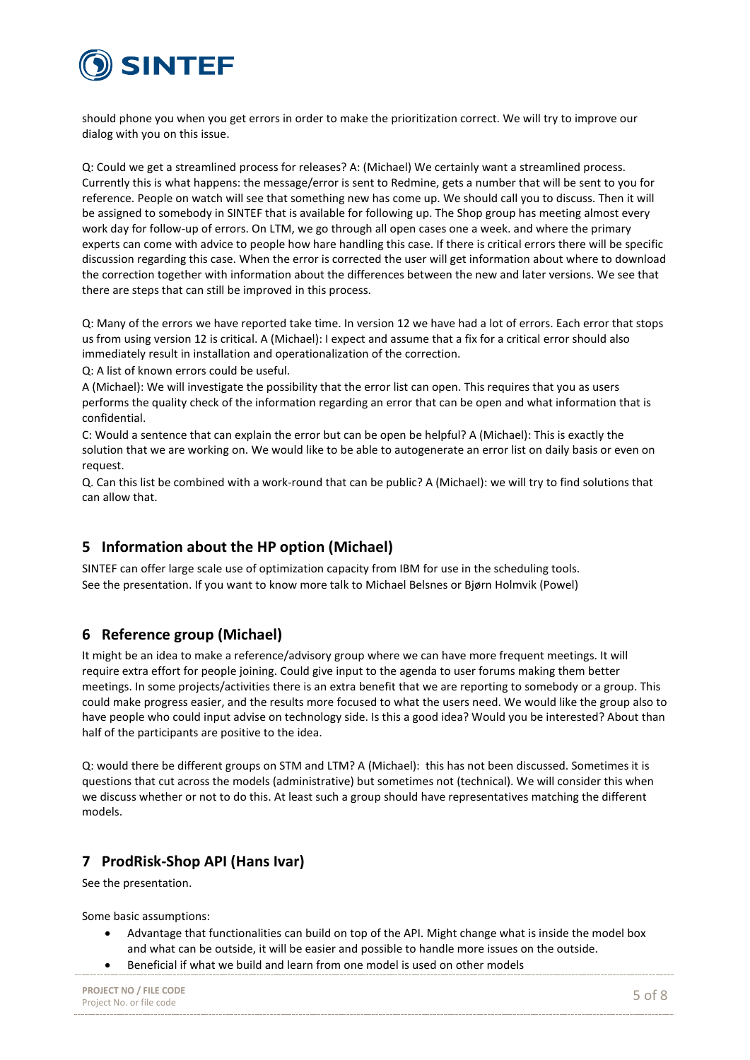should phone you when you get errors in order to make the prioritization correct. We will try to improve our dialog with you on this issue.

Q: Could we get a streamlined process for releases? A: (Michael) We certainly want a streamlined process. Currently this is what happens: the message/error is sent to Redmine, gets a number that will be sent to you for reference. People on watch will see that something new has come up. We should call you to discuss. Then it will be assigned to somebody in SINTEF that is available for following up. The Shop group has meeting almost every work day for follow-up of errors. On LTM, we go through all open cases one a week. and where the primary experts can come with advice to people how hare handling this case. If there is critical errors there will be specific discussion regarding this case. When the error is corrected the user will get information about where to download the correction together with information about the differences between the new and later versions. We see that there are steps that can still be improved in this process.

Q: Many of the errors we have reported take time. In version 12 we have had a lot of errors. Each error that stops us from using version 12 is critical. A (Michael): I expect and assume that a fix for a critical error should also immediately result in installation and operationalization of the correction.

Q: A list of known errors could be useful.

A (Michael): We will investigate the possibility that the error list can open. This requires that you as users performs the quality check of the information regarding an error that can be open and what information that is confidential.

C: Would a sentence that can explain the error but can be open be helpful? A (Michael): This is exactly the solution that we are working on. We would like to be able to autogenerate an error list on daily basis or even on request.

Q. Can this list be combined with a work-round that can be public? A (Michael): we will try to find solutions that can allow that.

## 5 Information about the HP option (Michael)

SINTEF can offer large scale use of optimization capacity from IBM for use in the scheduling tools. See the presentation. If you want to know more talk to Michael Belsnes or Bjørn Holmvik (Powel)

## 6 Reference group (Michael)

It might be an idea to make a reference/advisory group where we can have more frequent meetings. It will require extra effort for people joining. Could give input to the agenda to user forums making them better meetings. In some projects/activities there is an extra benefit that we are reporting to somebody or a group. This could make progress easier, and the results more focused to what the users need. We would like the group also to have people who could input advise on technology side. Is this a good idea? Would you be interested? About than half of the participants are positive to the idea.

Q: would there be different groups on STM and LTM? A (Michael): this has not been discussed. Sometimes it is questions that cut across the models (administrative) but sometimes not (technical). We will consider this when we discuss whether or not to do this. At least such a group should have representatives matching the different models.

## 7 ProdRisk-Shop API (Hans Ivar)

See the presentation.

Some basic assumptions:

- Advantage that functionalities can build on top of the API. Might change what is inside the model box and what can be outside, it will be easier and possible to handle more issues on the outside.
- Beneficial if what we build and learn from one model is used on other models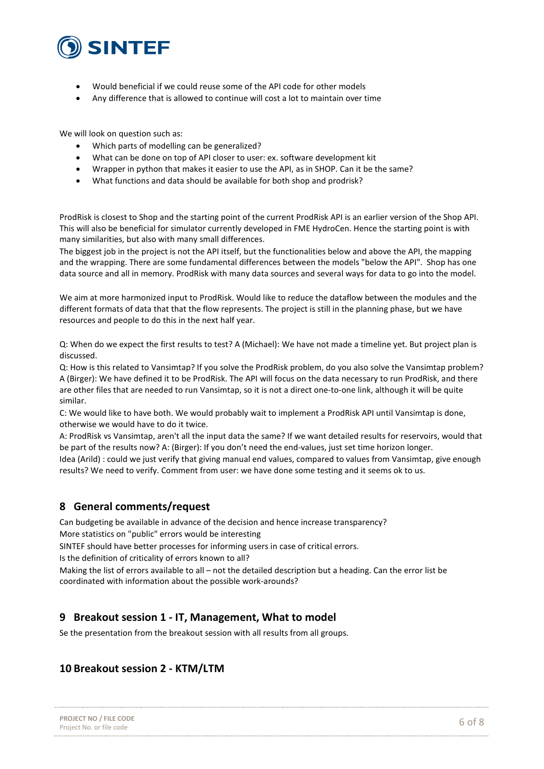- Would beneficial if we could reuse some of the API code for other models
- Any difference that is allowed to continue will cost a lot to maintain over time

We will look on question such as:

- Which parts of modelling can be generalized?
- What can be done on top of API closer to user: ex. software development kit
- Wrapper in python that makes it easier to use the API, as in SHOP. Can it be the same?
- What functions and data should be available for both shop and prodrisk?

ProdRisk is closest to Shop and the starting point of the current ProdRisk API is an earlier version of the Shop API. This will also be beneficial for simulator currently developed in FME HydroCen. Hence the starting point is with many similarities, but also with many small differences.
The biggest job in the project is not the API itself, but the functionalities below and above the API, the mapping and the wrapping. There are some fundamental differences between the models "below the API". Shop has one data source and all in memory. ProdRisk with many data sources and several ways for data to go into the model.

We aim at more harmonized input to ProdRisk. Would like to reduce the dataflow between the modules and the different formats of data that that the flow represents. The project is still in the planning phase, but we have resources and people to do this in the next half year.

Q: When do we expect the first results to test? A (Michael): We have not made a timeline yet. But project plan is discussed.
Q: How is this related to Vansimtap? If you solve the ProdRisk problem, do you also solve the Vansimtap problem? A (Birger): We have defined it to be ProdRisk. The API will focus on the data necessary to run ProdRisk, and there are other files that are needed to run Vansimtap, so it is not a direct one-to-one link, although it will be quite similar.
C: We would like to have both. We would probably wait to implement a ProdRisk API until Vansimtap is done, otherwise we would have to do it twice.
A: ProdRisk vs Vansimtap, aren't all the input data the same? If we want detailed results for reservoirs, would that be part of the results now? A: (Birger): If you don't need the end-values, just set time horizon longer.
Idea (Arild) : could we just verify that giving manual end values, compared to values from Vansimtap, give enough results? We need to verify. Comment from user: we have done some testing and it seems ok to us.

## 8 General comments/request

Can budgeting be available in advance of the decision and hence increase transparency?
More statistics on "public" errors would be interesting
SINTEF should have better processes for informing users in case of critical errors.
Is the definition of criticality of errors known to all?
Making the list of errors available to all – not the detailed description but a heading. Can the error list be coordinated with information about the possible work-arounds?

## 9 Breakout session 1 - IT, Management, What to model

Se the presentation from the breakout session with all results from all groups.

## 10 Breakout session 2 - KTM/LTM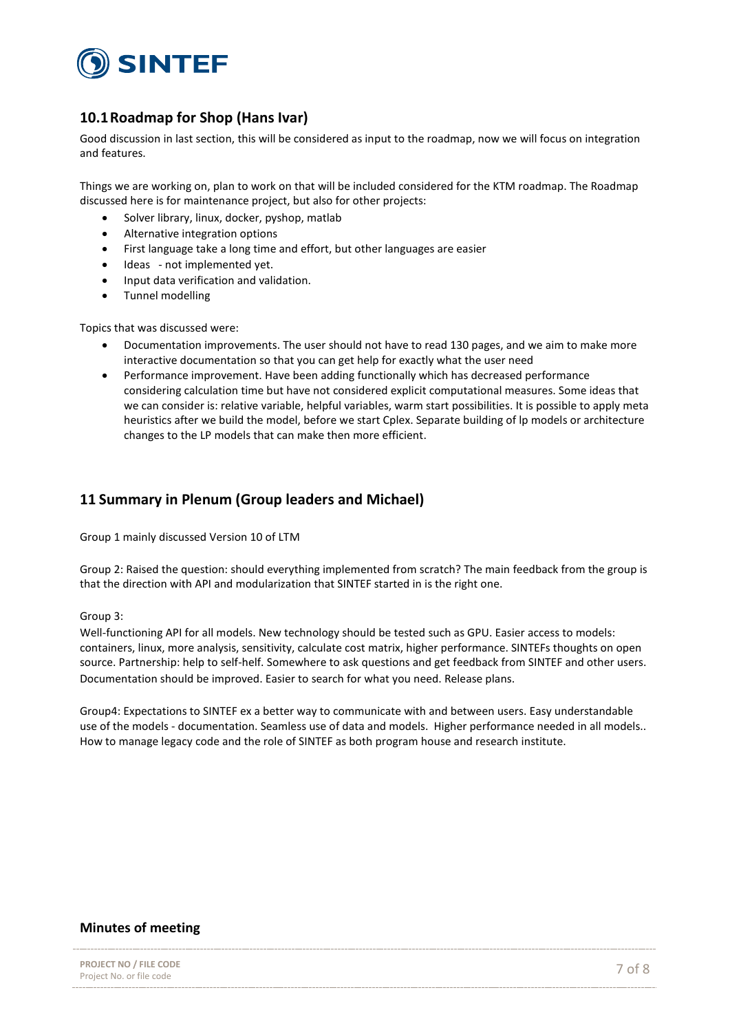## 10.1 Roadmap for Shop (Hans Ivar)

Good discussion in last section, this will be considered as input to the roadmap, now we will focus on integration and features.

Things we are working on, plan to work on that will be included considered for the KTM roadmap. The Roadmap discussed here is for maintenance project, but also for other projects:

- Solver library, linux, docker, pyshop, matlab
- Alternative integration options
- First language take a long time and effort, but other languages are easier
- Ideas - not implemented yet.
- Input data verification and validation.
- Tunnel modelling

Topics that was discussed were:

- Documentation improvements. The user should not have to read 130 pages, and we aim to make more interactive documentation so that you can get help for exactly what the user need
- Performance improvement. Have been adding functionally which has decreased performance considering calculation time but have not considered explicit computational measures. Some ideas that we can consider is: relative variable, helpful variables, warm start possibilities. It is possible to apply meta heuristics after we build the model, before we start Cplex. Separate building of lp models or architecture changes to the LP models that can make then more efficient.

# 11 Summary in Plenum (Group leaders and Michael)

Group 1 mainly discussed Version 10 of LTM

Group 2: Raised the question: should everything implemented from scratch? The main feedback from the group is that the direction with API and modularization that SINTEF started in is the right one.

Group 3:
Well-functioning API for all models. New technology should be tested such as GPU. Easier access to models: containers, linux, more analysis, sensitivity, calculate cost matrix, higher performance. SINTEFs thoughts on open source. Partnership: help to self-helf. Somewhere to ask questions and get feedback from SINTEF and other users. Documentation should be improved. Easier to search for what you need. Release plans.

Group4: Expectations to SINTEF ex a better way to communicate with and between users. Easy understandable use of the models - documentation. Seamless use of data and models. Higher performance needed in all models.. How to manage legacy code and the role of SINTEF as both program house and research institute.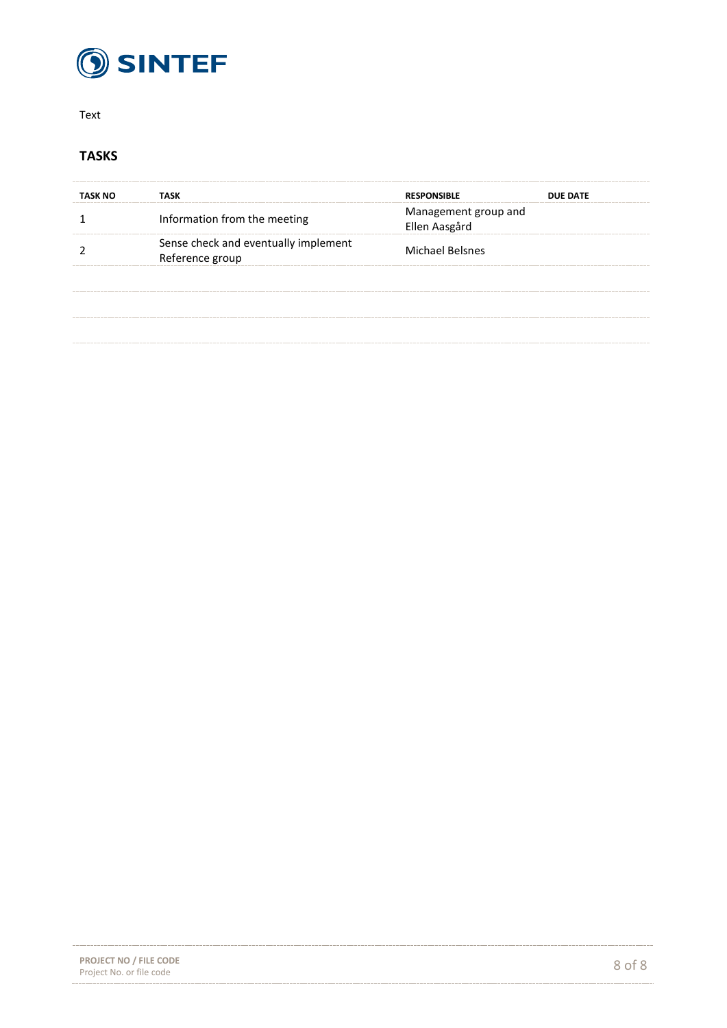Text

## TASKS

| TASK NO | TASK | RESPONSIBLE | DUE DATE |
|---|---|---|---|
| 1 | Information from the meeting | Management group and Ellen Aasgård | |
| 2 | Sense check and eventually implement Reference group | Michael Belsnes | |
| | | | |
| | | | |
| | | | |